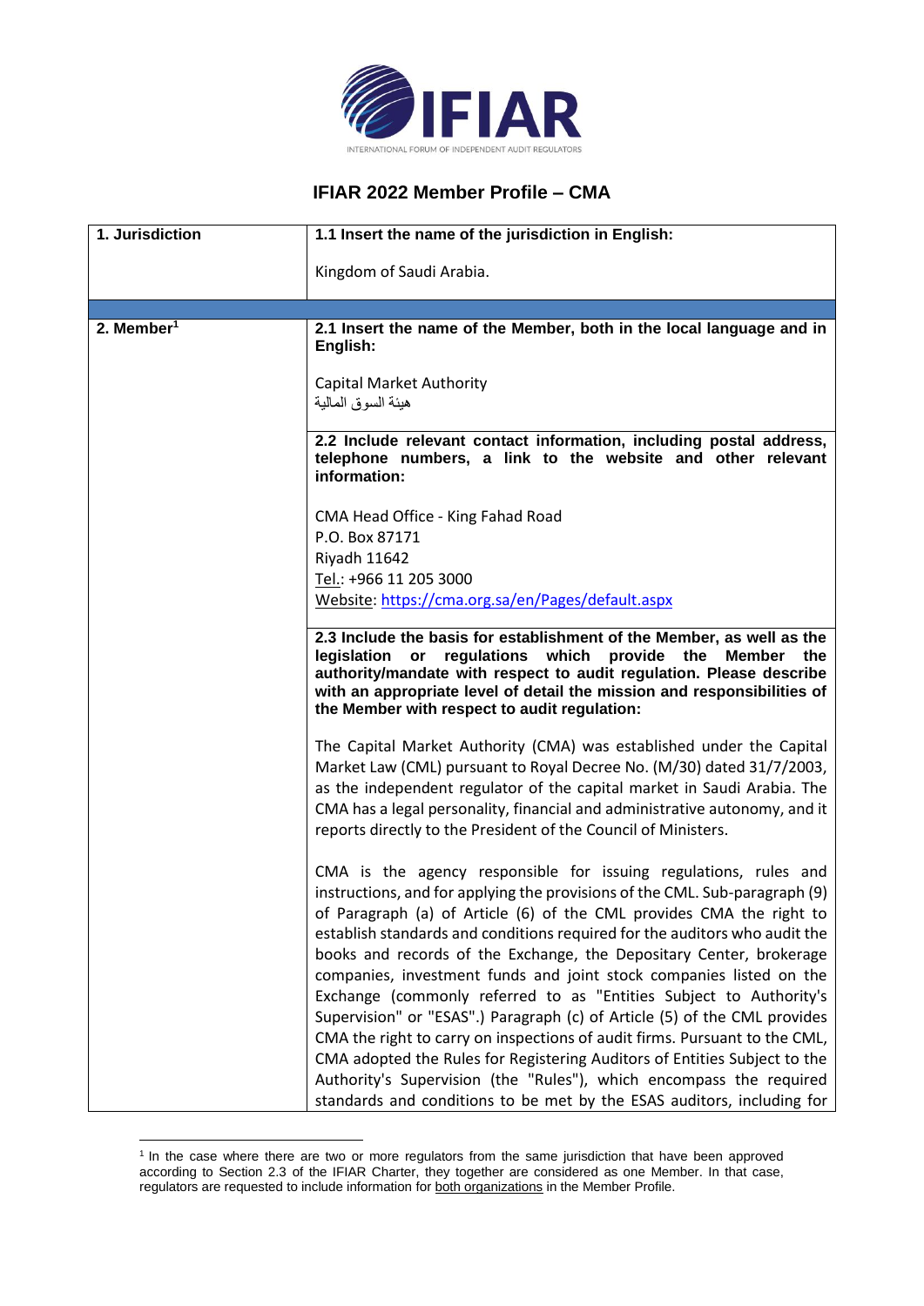# IFIAR 2022 Member Profile – CMA

| 1. Jurisdiction | 1.1 Insert the name of the jurisdiction in English: |
|---|---|
| | Kingdom of Saudi Arabia. |
| | |
| 2. Member[1] | **2.1 Insert the name of the Member, both in the local language and in English:** |
| | Capital Market Authority<br>هيئة السوق المالية |
| | **2.2 Include relevant contact information, including postal address, telephone numbers, a link to the website and other relevant information:** |
| | CMA Head Office - King Fahad Road<br>P.O. Box 87171<br>Riyadh 11642<br>Tel.: +966 11 205 3000<br>Website: https://cma.org.sa/en/Pages/default.aspx |
| | **2.3 Include the basis for establishment of the Member, as well as the legislation or regulations which provide the Member the authority/mandate with respect to audit regulation. Please describe with an appropriate level of detail the mission and responsibilities of the Member with respect to audit regulation:** |
| | The Capital Market Authority (CMA) was established under the Capital Market Law (CML) pursuant to Royal Decree No. (M/30) dated 31/7/2003, as the independent regulator of the capital market in Saudi Arabia. The CMA has a legal personality, financial and administrative autonomy, and it reports directly to the President of the Council of Ministers.<br><br>CMA is the agency responsible for issuing regulations, rules and instructions, and for applying the provisions of the CML. Sub-paragraph (9) of Paragraph (a) of Article (6) of the CML provides CMA the right to establish standards and conditions required for the auditors who audit the books and records of the Exchange, the Depositary Center, brokerage companies, investment funds and joint stock companies listed on the Exchange (commonly referred to as "Entities Subject to Authority's Supervision" or "ESAS".) Paragraph (c) of Article (5) of the CML provides CMA the right to carry on inspections of audit firms. Pursuant to the CML, CMA adopted the Rules for Registering Auditors of Entities Subject to the Authority's Supervision (the "Rules"), which encompass the required standards and conditions to be met by the ESAS auditors, including for |

[1] In the case where there are two or more regulators from the same jurisdiction that have been approved according to Section 2.3 of the IFIAR Charter, they together are considered as one Member. In that case, regulators are requested to include information for both organizations in the Member Profile.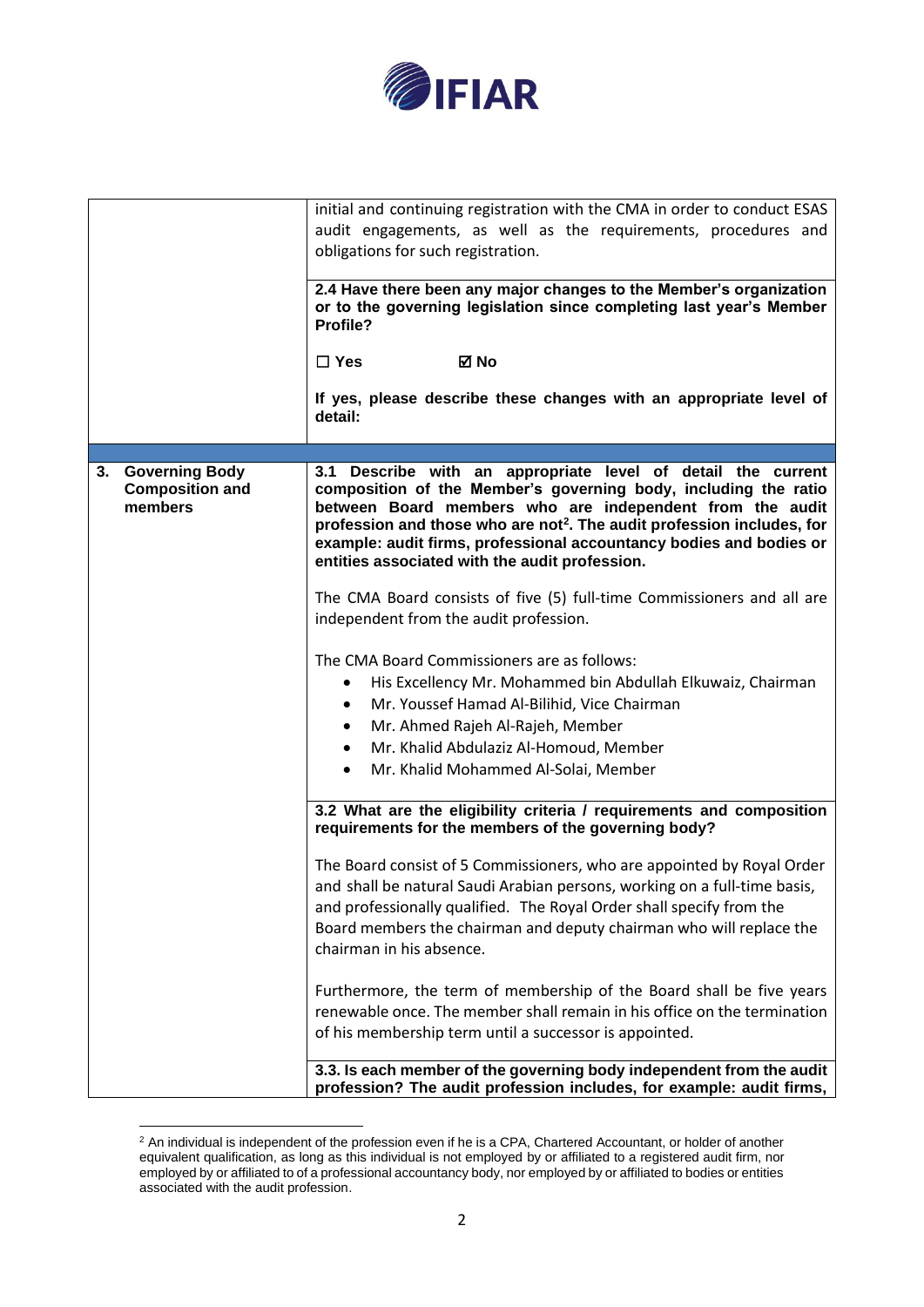| | |
|---|---|
| | initial and continuing registration with the CMA in order to conduct ESAS audit engagements, as well as the requirements, procedures and obligations for such registration. |
| | **2.4 Have there been any major changes to the Member's organization or to the governing legislation since completing last year's Member Profile?**<br><br>☐ **Yes** ☑ **No**<br><br>**If yes, please describe these changes with an appropriate level of detail:** |
| | |
| **3. Governing Body Composition and members** | **3.1 Describe with an appropriate level of detail the current composition of the Member's governing body, including the ratio between Board members who are independent from the audit profession and those who are not[2]. The audit profession includes, for example: audit firms, professional accountancy bodies and bodies or entities associated with the audit profession.**<br><br>The CMA Board consists of five (5) full-time Commissioners and all are independent from the audit profession.<br><br>The CMA Board Commissioners are as follows:<br>• His Excellency Mr. Mohammed bin Abdullah Elkuwaiz, Chairman<br>• Mr. Youssef Hamad Al-Bilihid, Vice Chairman<br>• Mr. Ahmed Rajeh Al-Rajeh, Member<br>• Mr. Khalid Abdulaziz Al-Homoud, Member<br>• Mr. Khalid Mohammed Al-Solai, Member |
| | **3.2 What are the eligibility criteria / requirements and composition requirements for the members of the governing body?**<br><br>The Board consist of 5 Commissioners, who are appointed by Royal Order and shall be natural Saudi Arabian persons, working on a full-time basis, and professionally qualified. The Royal Order shall specify from the Board members the chairman and deputy chairman who will replace the chairman in his absence.<br><br>Furthermore, the term of membership of the Board shall be five years renewable once. The member shall remain in his office on the termination of his membership term until a successor is appointed. |
| | **3.3. Is each member of the governing body independent from the audit profession? The audit profession includes, for example: audit firms,** |

[2] An individual is independent of the profession even if he is a CPA, Chartered Accountant, or holder of another equivalent qualification, as long as this individual is not employed by or affiliated to a registered audit firm, nor employed by or affiliated to of a professional accountancy body, nor employed by or affiliated to bodies or entities associated with the audit profession.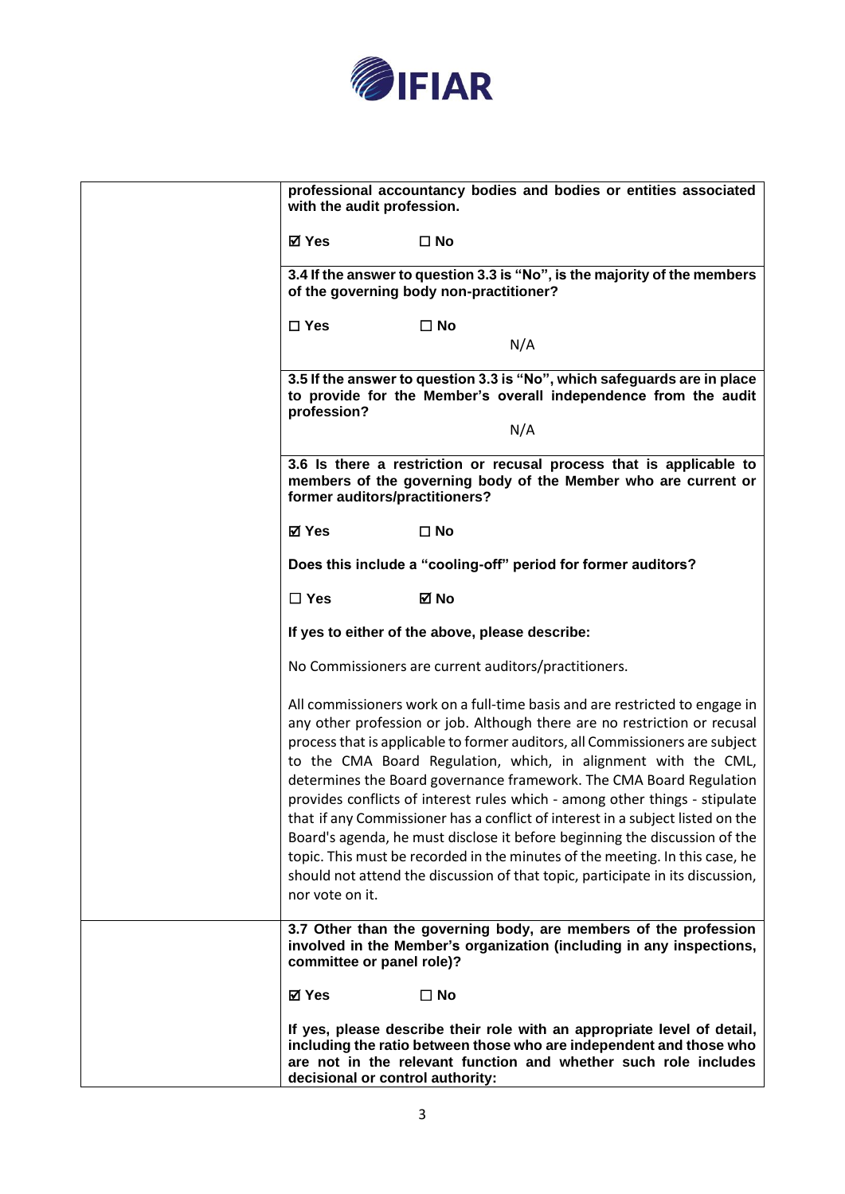| | |
|---|---|
| | **professional accountancy bodies and bodies or entities associated with the audit profession.**<br><br>**☑ Yes ☐ No**<br><br>**3.4 If the answer to question 3.3 is "No", is the majority of the members of the governing body non-practitioner?**<br><br>**☐ Yes ☐ No**<br><br>N/A<br><br>**3.5 If the answer to question 3.3 is "No", which safeguards are in place to provide for the Member's overall independence from the audit profession?**<br><br>N/A<br><br>**3.6 Is there a restriction or recusal process that is applicable to members of the governing body of the Member who are current or former auditors/practitioners?**<br><br>**☑ Yes ☐ No**<br><br>**Does this include a "cooling-off" period for former auditors?**<br><br>**☐ Yes ☑ No**<br><br>**If yes to either of the above, please describe:**<br><br>No Commissioners are current auditors/practitioners.<br><br>All commissioners work on a full-time basis and are restricted to engage in any other profession or job. Although there are no restriction or recusal process that is applicable to former auditors, all Commissioners are subject to the CMA Board Regulation, which, in alignment with the CML, determines the Board governance framework. The CMA Board Regulation provides conflicts of interest rules which - among other things - stipulate that if any Commissioner has a conflict of interest in a subject listed on the Board's agenda, he must disclose it before beginning the discussion of the topic. This must be recorded in the minutes of the meeting. In this case, he should not attend the discussion of that topic, participate in its discussion, nor vote on it. |
| | **3.7 Other than the governing body, are members of the profession involved in the Member's organization (including in any inspections, committee or panel role)?**<br><br>**☑ Yes ☐ No**<br><br>**If yes, please describe their role with an appropriate level of detail, including the ratio between those who are independent and those who are not in the relevant function and whether such role includes decisional or control authority:** |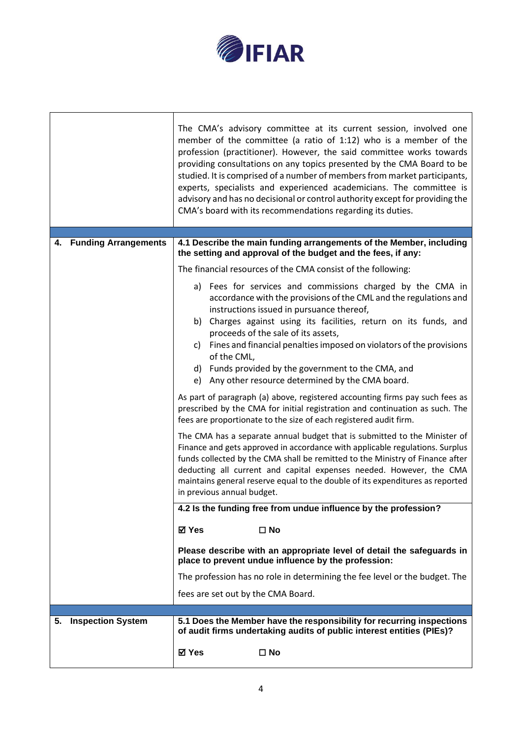| | |
|---|---|
| | The CMA's advisory committee at its current session, involved one member of the committee (a ratio of 1:12) who is a member of the profession (practitioner). However, the said committee works towards providing consultations on any topics presented by the CMA Board to be studied. It is comprised of a number of members from market participants, experts, specialists and experienced academicians. The committee is advisory and has no decisional or control authority except for providing the CMA's board with its recommendations regarding its duties. |
| **4. Funding Arrangements** | **4.1 Describe the main funding arrangements of the Member, including the setting and approval of the budget and the fees, if any:**<br><br>The financial resources of the CMA consist of the following:<br><br>a) Fees for services and commissions charged by the CMA in accordance with the provisions of the CML and the regulations and instructions issued in pursuance thereof,<br>b) Charges against using its facilities, return on its funds, and proceeds of the sale of its assets,<br>c) Fines and financial penalties imposed on violators of the provisions of the CML,<br>d) Funds provided by the government to the CMA, and<br>e) Any other resource determined by the CMA board.<br><br>As part of paragraph (a) above, registered accounting firms pay such fees as prescribed by the CMA for initial registration and continuation as such. The fees are proportionate to the size of each registered audit firm.<br><br>The CMA has a separate annual budget that is submitted to the Minister of Finance and gets approved in accordance with applicable regulations. Surplus funds collected by the CMA shall be remitted to the Ministry of Finance after deducting all current and capital expenses needed. However, the CMA maintains general reserve equal to the double of its expenditures as reported in previous annual budget. |
| | **4.2 Is the funding free from undue influence by the profession?**<br><br>**☑ Yes** **☐ No**<br><br>**Please describe with an appropriate level of detail the safeguards in place to prevent undue influence by the profession:**<br><br>The profession has no role in determining the fee level or the budget. The fees are set out by the CMA Board. |
| **5. Inspection System** | **5.1 Does the Member have the responsibility for recurring inspections of audit firms undertaking audits of public interest entities (PIEs)?**<br><br>**☑ Yes** **☐ No** |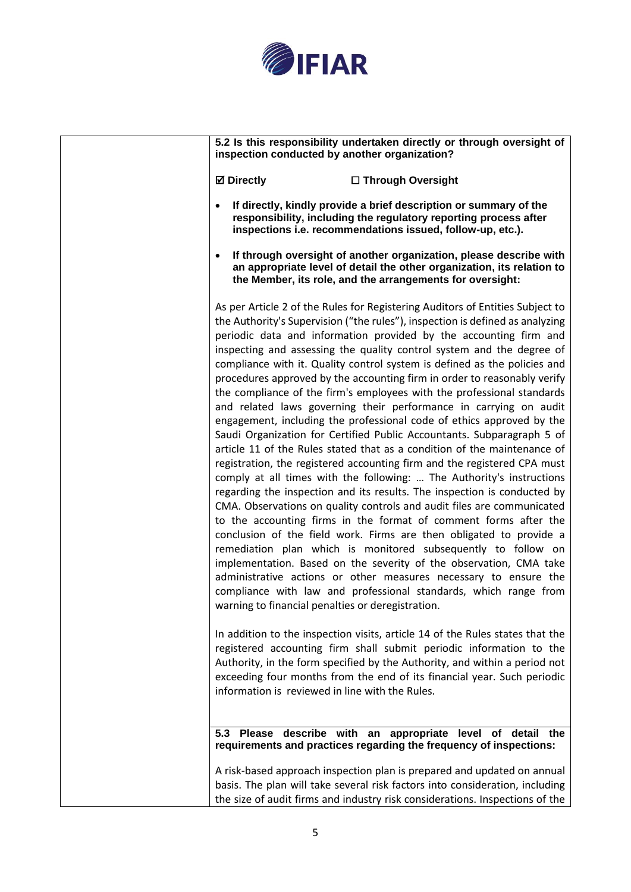| | **5.2 Is this responsibility undertaken directly or through oversight of inspection conducted by another organization?**<br><br>**☑ Directly** **☐ Through Oversight**<br><br>• **If directly, kindly provide a brief description or summary of the responsibility, including the regulatory reporting process after inspections i.e. recommendations issued, follow-up, etc.).**<br><br>• **If through oversight of another organization, please describe with an appropriate level of detail the other organization, its relation to the Member, its role, and the arrangements for oversight:**<br><br>As per Article 2 of the Rules for Registering Auditors of Entities Subject to the Authority's Supervision ("the rules"), inspection is defined as analyzing periodic data and information provided by the accounting firm and inspecting and assessing the quality control system and the degree of compliance with it. Quality control system is defined as the policies and procedures approved by the accounting firm in order to reasonably verify the compliance of the firm's employees with the professional standards and related laws governing their performance in carrying on audit engagement, including the professional code of ethics approved by the Saudi Organization for Certified Public Accountants. Subparagraph 5 of article 11 of the Rules stated that as a condition of the maintenance of registration, the registered accounting firm and the registered CPA must comply at all times with the following: … The Authority's instructions regarding the inspection and its results. The inspection is conducted by CMA. Observations on quality controls and audit files are communicated to the accounting firms in the format of comment forms after the conclusion of the field work. Firms are then obligated to provide a remediation plan which is monitored subsequently to follow on implementation. Based on the severity of the observation, CMA take administrative actions or other measures necessary to ensure the compliance with law and professional standards, which range from warning to financial penalties or deregistration.<br><br>In addition to the inspection visits, article 14 of the Rules states that the registered accounting firm shall submit periodic information to the Authority, in the form specified by the Authority, and within a period not exceeding four months from the end of its financial year. Such periodic information is reviewed in line with the Rules.<br><br>**5.3 Please describe with an appropriate level of detail the requirements and practices regarding the frequency of inspections:**<br><br>A risk-based approach inspection plan is prepared and updated on annual basis. The plan will take several risk factors into consideration, including the size of audit firms and industry risk considerations. Inspections of the |
|---|---|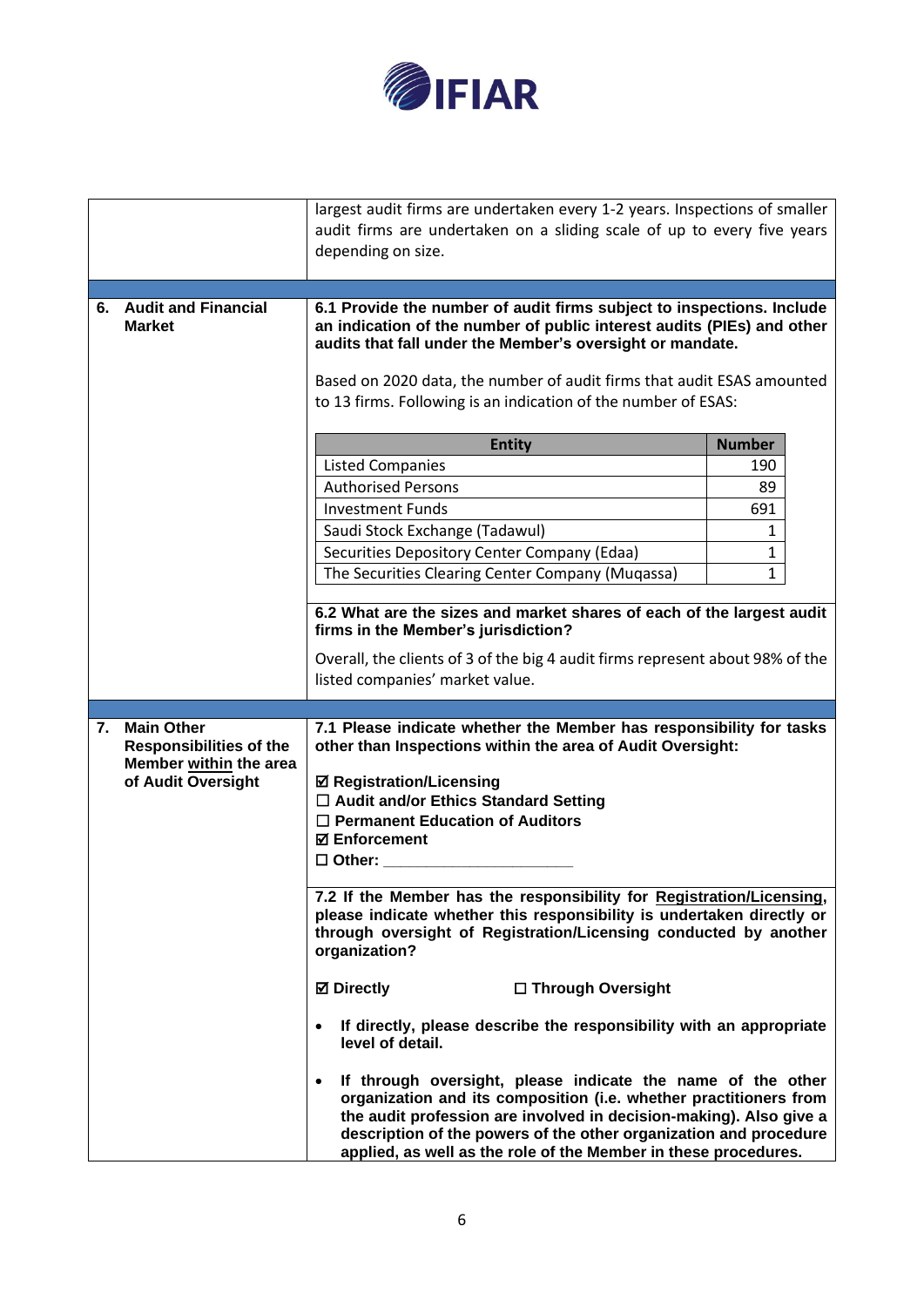| | |
|---|---|
| | largest audit firms are undertaken every 1-2 years. Inspections of smaller audit firms are undertaken on a sliding scale of up to every five years depending on size. |
| **6. Audit and Financial Market** | **6.1 Provide the number of audit firms subject to inspections. Include an indication of the number of public interest audits (PIEs) and other audits that fall under the Member's oversight or mandate.**<br><br>Based on 2020 data, the number of audit firms that audit ESAS amounted to 13 firms. Following is an indication of the number of ESAS: |

| Entity | Number |
|---|---|
| Listed Companies | 190 |
| Authorised Persons | 89 |
| Investment Funds | 691 |
| Saudi Stock Exchange (Tadawul) | 1 |
| Securities Depository Center Company (Edaa) | 1 |
| The Securities Clearing Center Company (Muqassa) | 1 |

**6.2 What are the sizes and market shares of each of the largest audit firms in the Member's jurisdiction?**

Overall, the clients of 3 of the big 4 audit firms represent about 98% of the listed companies' market value.

| | |
|---|---|
| **7. Main Other Responsibilities of the Member within the area of Audit Oversight** | **7.1 Please indicate whether the Member has responsibility for tasks other than Inspections within the area of Audit Oversight:**<br><br>☑ **Registration/Licensing**<br>☐ **Audit and/or Ethics Standard Setting**<br>☐ **Permanent Education of Auditors**<br>☑ **Enforcement**<br>☐ **Other: ____________________** |
| | **7.2 If the Member has the responsibility for Registration/Licensing, please indicate whether this responsibility is undertaken directly or through oversight of Registration/Licensing conducted by another organization?**<br><br>☑ **Directly** ☐ **Through Oversight**<br><br>• **If directly, please describe the responsibility with an appropriate level of detail.**<br><br>• **If through oversight, please indicate the name of the other organization and its composition (i.e. whether practitioners from the audit profession are involved in decision-making). Also give a description of the powers of the other organization and procedure applied, as well as the role of the Member in these procedures.** |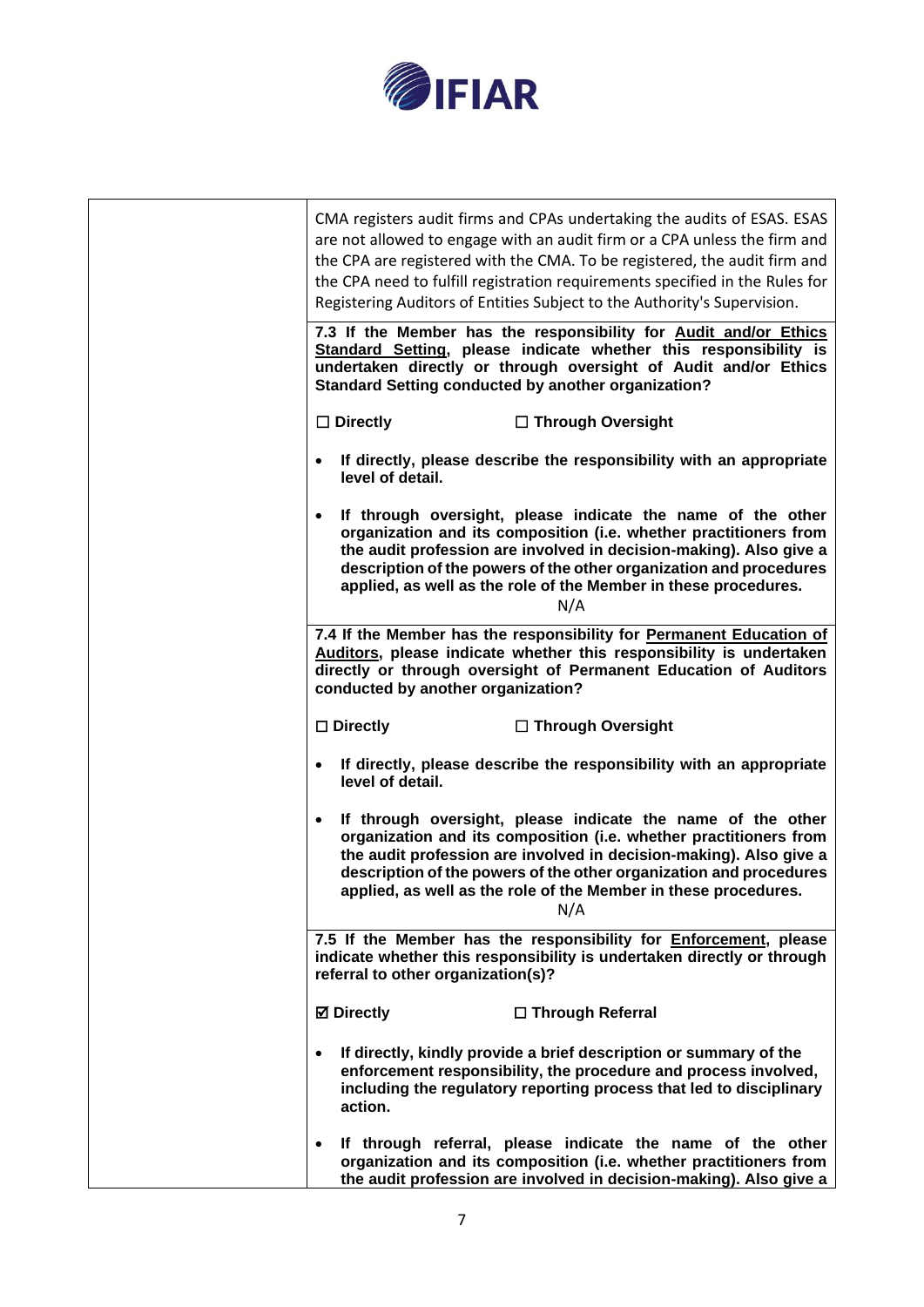| | |
|---|---|
| | CMA registers audit firms and CPAs undertaking the audits of ESAS. ESAS are not allowed to engage with an audit firm or a CPA unless the firm and the CPA are registered with the CMA. To be registered, the audit firm and the CPA need to fulfill registration requirements specified in the Rules for Registering Auditors of Entities Subject to the Authority's Supervision. |
| | **7.3 If the Member has the responsibility for <u>Audit and/or Ethics Standard Setting</u>, please indicate whether this responsibility is undertaken directly or through oversight of Audit and/or Ethics Standard Setting conducted by another organization?**<br><br>**☐ Directly** **☐ Through Oversight**<br><br>• **If directly, please describe the responsibility with an appropriate level of detail.**<br><br>• **If through oversight, please indicate the name of the other organization and its composition (i.e. whether practitioners from the audit profession are involved in decision-making). Also give a description of the powers of the other organization and procedures applied, as well as the role of the Member in these procedures.**<br><br>N/A |
| | **7.4 If the Member has the responsibility for <u>Permanent Education of Auditors</u>, please indicate whether this responsibility is undertaken directly or through oversight of Permanent Education of Auditors conducted by another organization?**<br><br>**☐ Directly** **☐ Through Oversight**<br><br>• **If directly, please describe the responsibility with an appropriate level of detail.**<br><br>• **If through oversight, please indicate the name of the other organization and its composition (i.e. whether practitioners from the audit profession are involved in decision-making). Also give a description of the powers of the other organization and procedures applied, as well as the role of the Member in these procedures.**<br><br>N/A |
| | **7.5 If the Member has the responsibility for <u>Enforcement</u>, please indicate whether this responsibility is undertaken directly or through referral to other organization(s)?**<br><br>**☑ Directly** **☐ Through Referral**<br><br>• **If directly, kindly provide a brief description or summary of the enforcement responsibility, the procedure and process involved, including the regulatory reporting process that led to disciplinary action.**<br><br>• **If through referral, please indicate the name of the other organization and its composition (i.e. whether practitioners from the audit profession are involved in decision-making). Also give a** |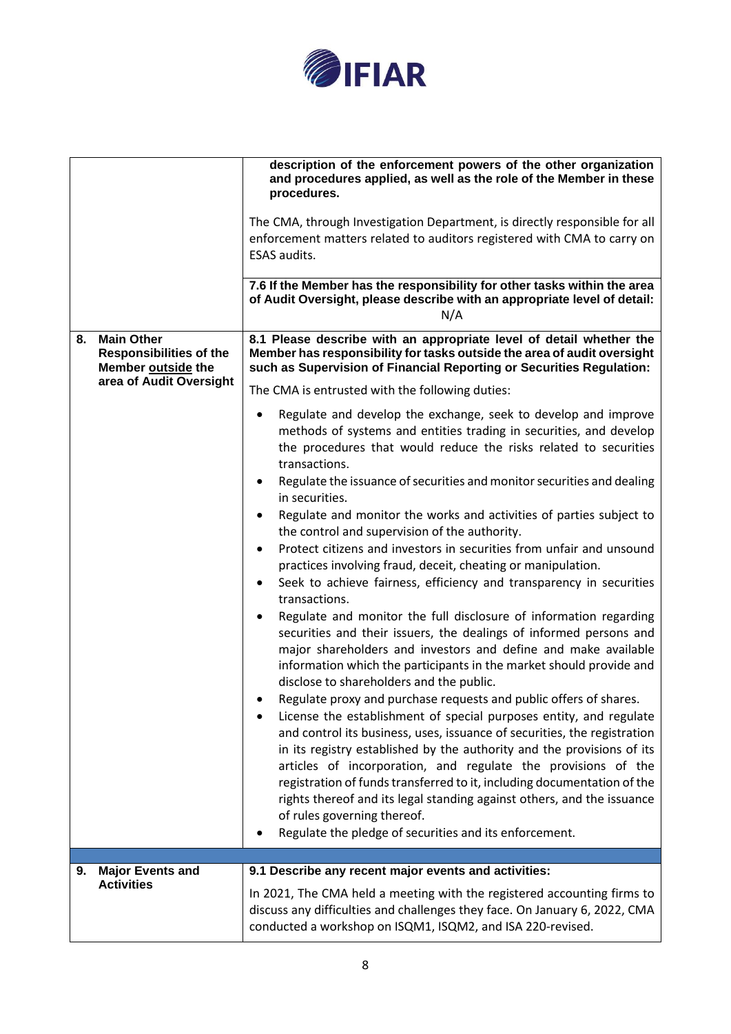| | |
|---|---|
| | **description of the enforcement powers of the other organization and procedures applied, as well as the role of the Member in these procedures.**<br><br>The CMA, through Investigation Department, is directly responsible for all enforcement matters related to auditors registered with CMA to carry on ESAS audits. |
| | **7.6 If the Member has the responsibility for other tasks within the area of Audit Oversight, please describe with an appropriate level of detail:**<br>N/A |
| **8. Main Other Responsibilities of the Member outside the area of Audit Oversight** | **8.1 Please describe with an appropriate level of detail whether the Member has responsibility for tasks outside the area of audit oversight such as Supervision of Financial Reporting or Securities Regulation:**<br>The CMA is entrusted with the following duties:<br>• Regulate and develop the exchange, seek to develop and improve methods of systems and entities trading in securities, and develop the procedures that would reduce the risks related to securities transactions.<br>• Regulate the issuance of securities and monitor securities and dealing in securities.<br>• Regulate and monitor the works and activities of parties subject to the control and supervision of the authority.<br>• Protect citizens and investors in securities from unfair and unsound practices involving fraud, deceit, cheating or manipulation.<br>• Seek to achieve fairness, efficiency and transparency in securities transactions.<br>• Regulate and monitor the full disclosure of information regarding securities and their issuers, the dealings of informed persons and major shareholders and investors and define and make available information which the participants in the market should provide and disclose to shareholders and the public.<br>• Regulate proxy and purchase requests and public offers of shares.<br>• License the establishment of special purposes entity, and regulate and control its business, uses, issuance of securities, the registration in its registry established by the authority and the provisions of its articles of incorporation, and regulate the provisions of the registration of funds transferred to it, including documentation of the rights thereof and its legal standing against others, and the issuance of rules governing thereof.<br>• Regulate the pledge of securities and its enforcement. |
| | |
| **9. Major Events and Activities** | **9.1 Describe any recent major events and activities:**<br>In 2021, The CMA held a meeting with the registered accounting firms to discuss any difficulties and challenges they face. On January 6, 2022, CMA conducted a workshop on ISQM1, ISQM2, and ISA 220-revised. |